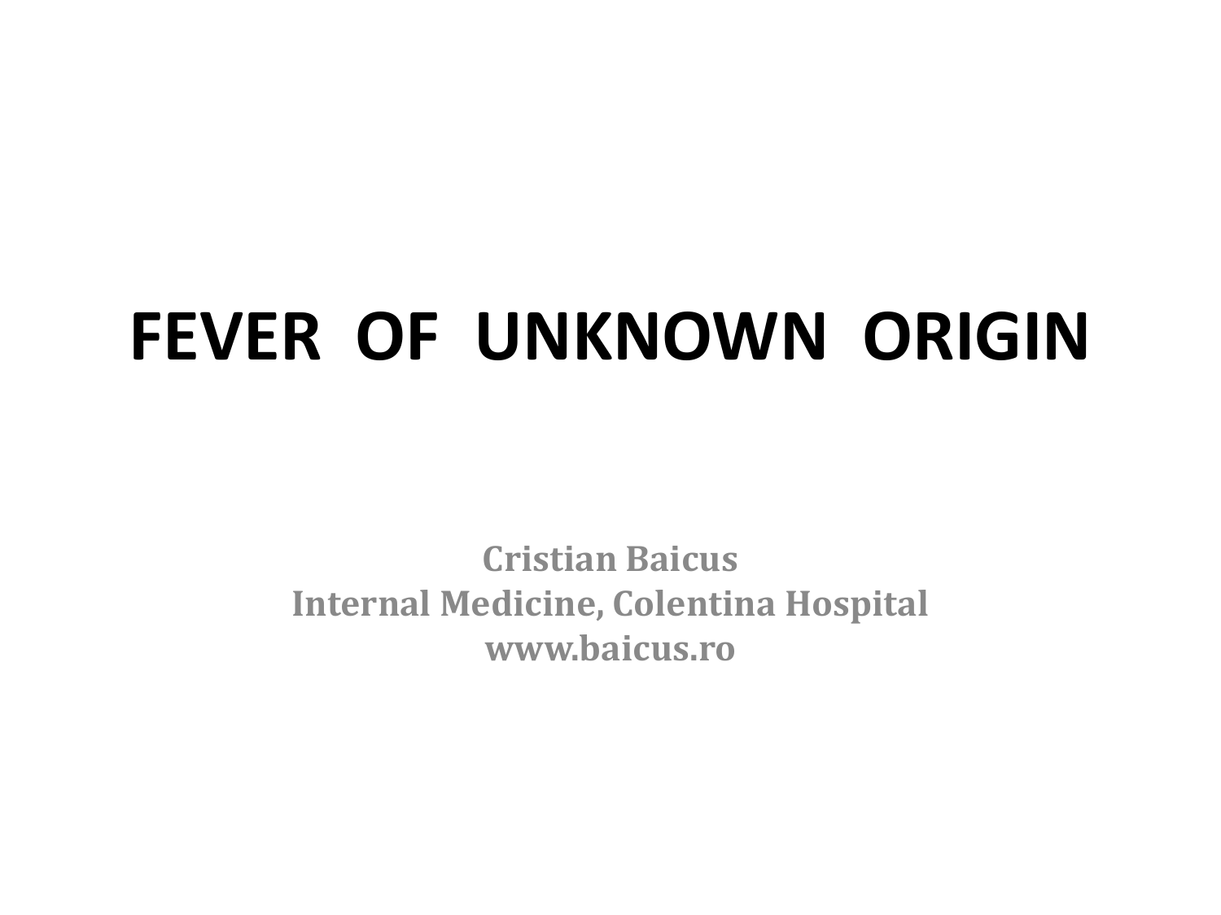# FEVER OF UNKNOWN ORIGIN

**Cristian Baicus**
**Internal Medicine, Colentina Hospital**
**www.baicus.ro**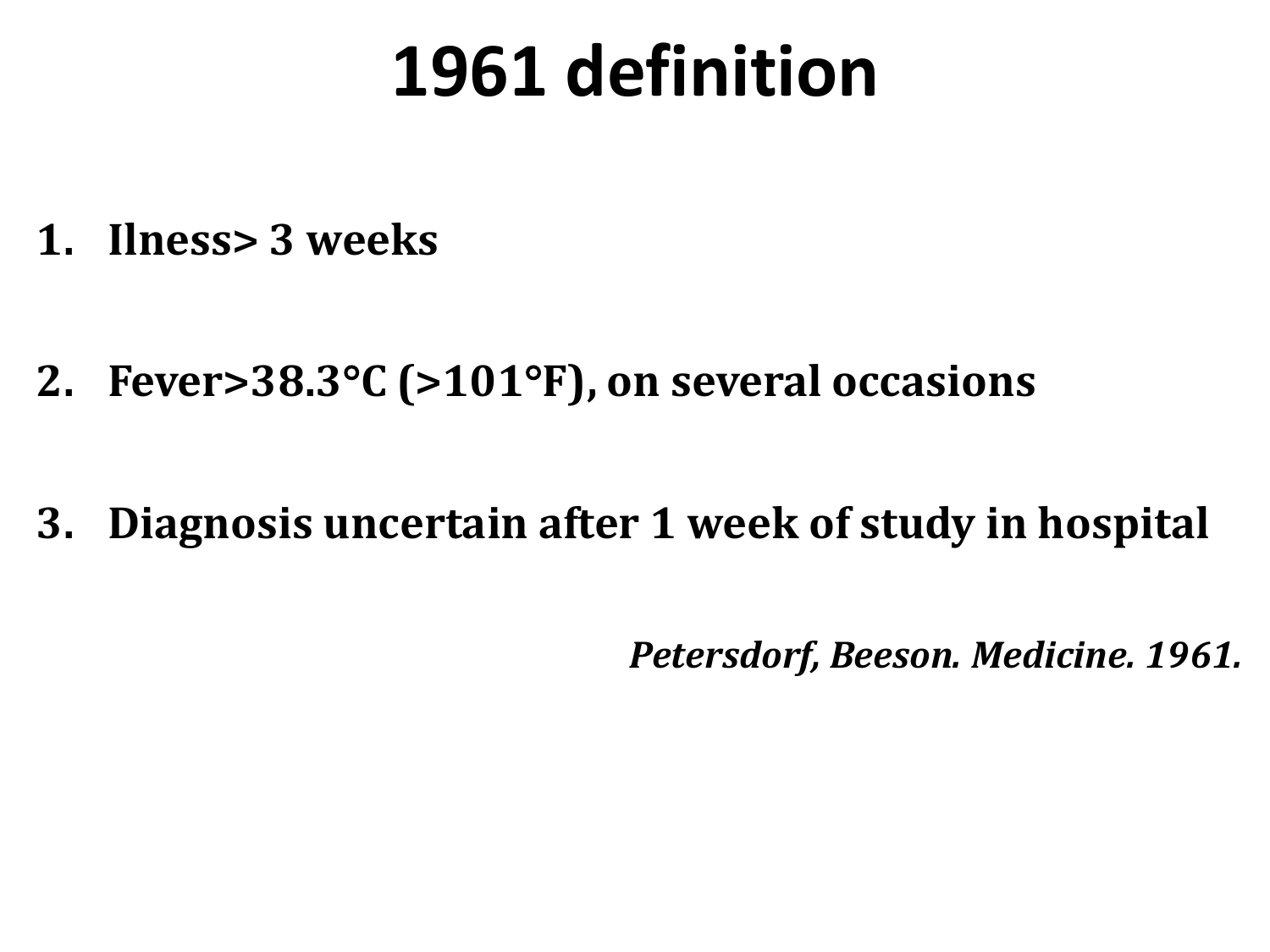# 1961 definition

1. **Ilness> 3 weeks**
2. **Fever>38.3°C (>101°F), on several occasions**
3. **Diagnosis uncertain after 1 week of study in hospital**

***Petersdorf, Beeson. Medicine. 1961.***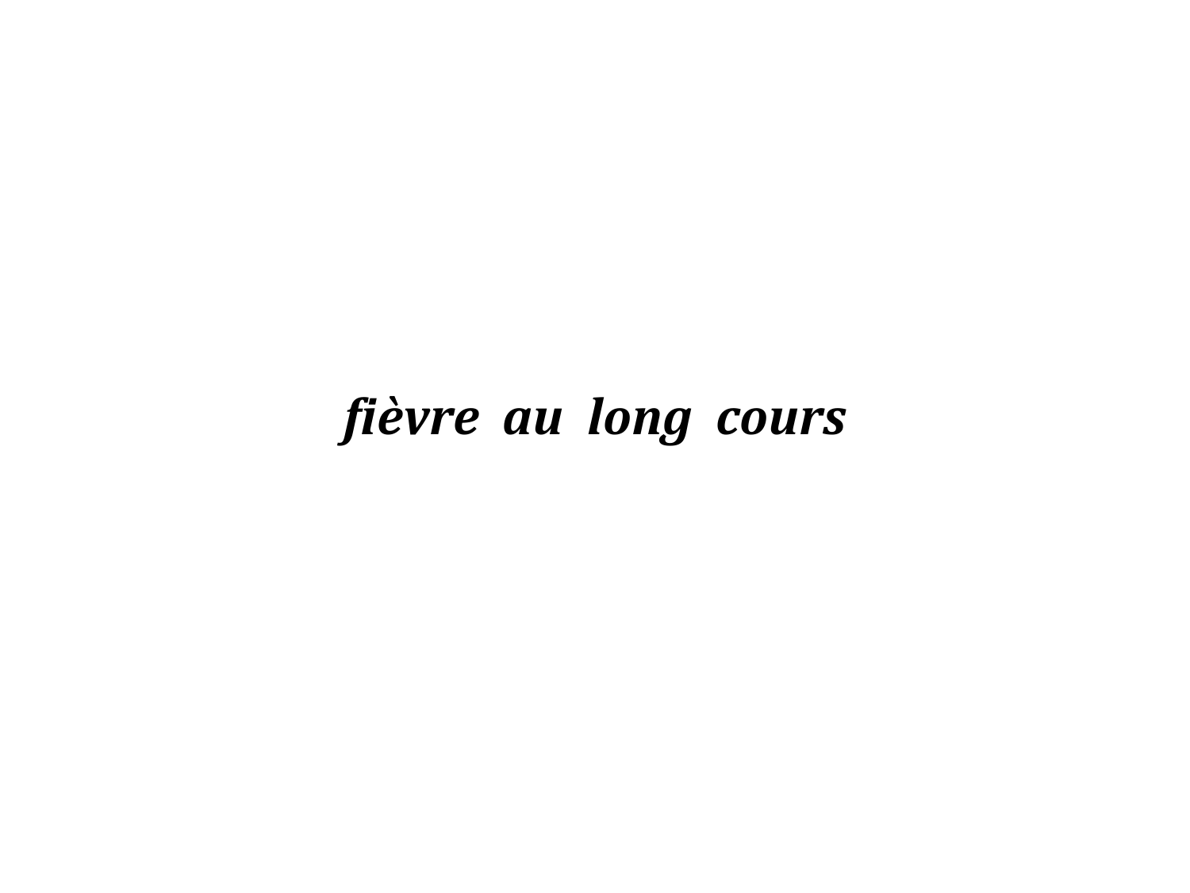***fièvre au long cours***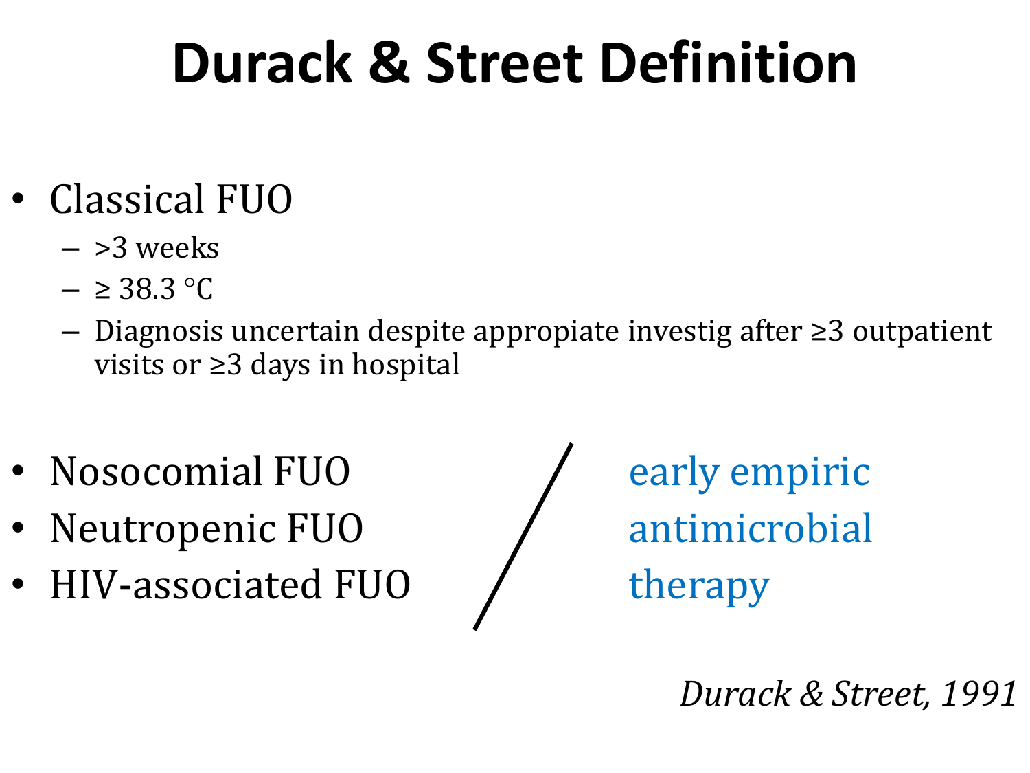# Durack & Street Definition

- Classical FUO
  - >3 weeks
  - ≥ 38.3 °C
  - Diagnosis uncertain despite appropiate investig after ≥3 outpatient visits or ≥3 days in hospital

- Nosocomial FUO
- Neutropenic FUO
- HIV-associated FUO

/ early empiric antimicrobial therapy

*Durack & Street, 1991*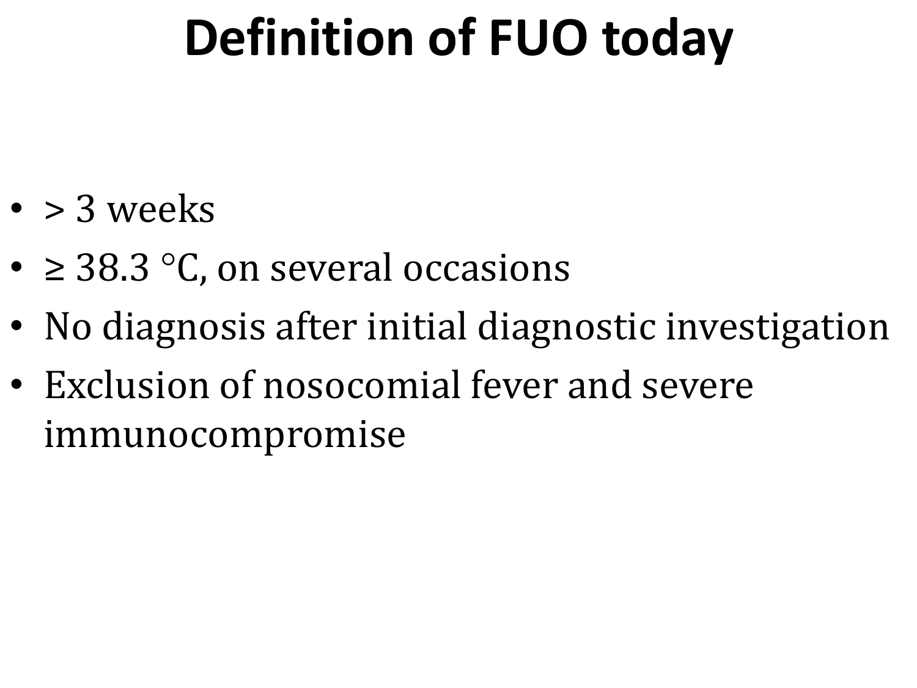# Definition of FUO today

- > 3 weeks
- ≥ 38.3 °C, on several occasions
- No diagnosis after initial diagnostic investigation
- Exclusion of nosocomial fever and severe immunocompromise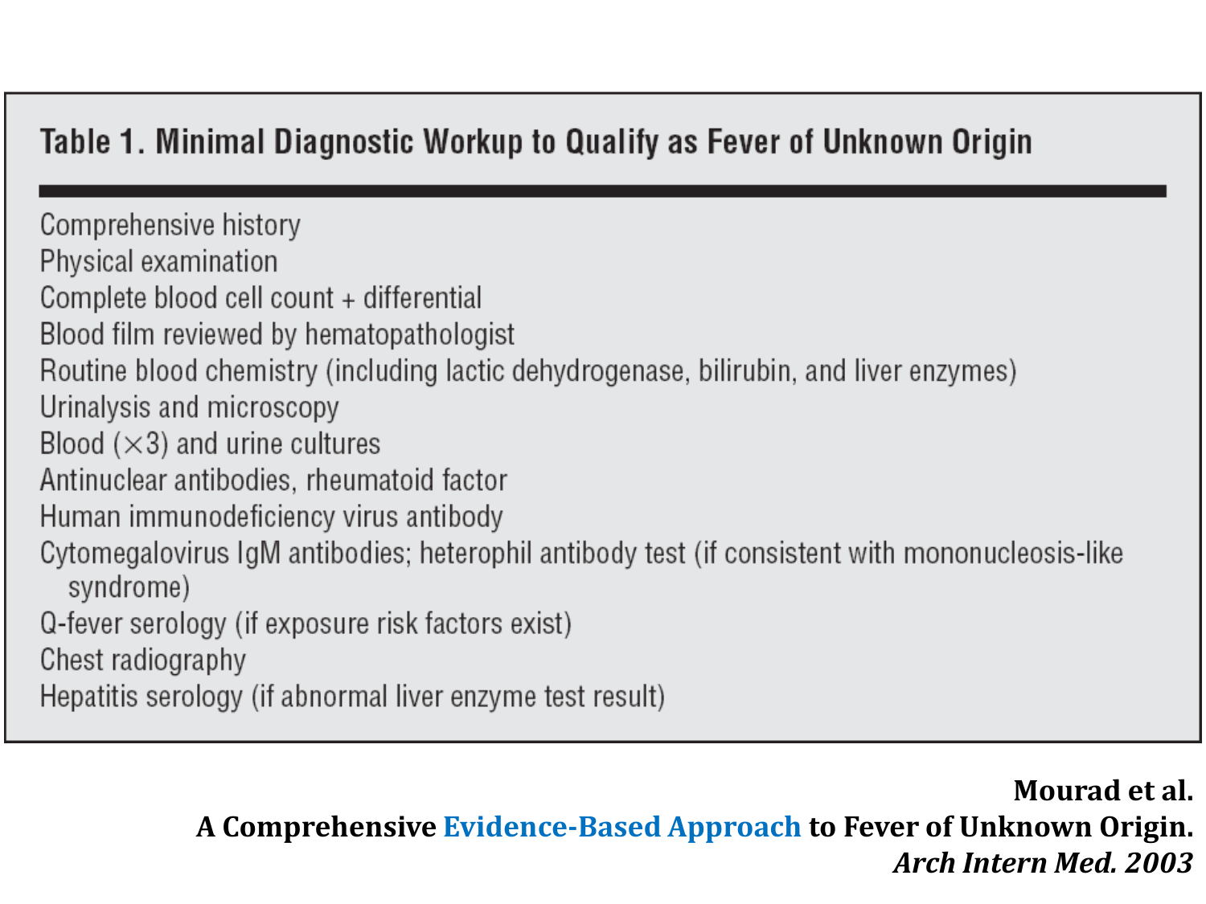**Table 1. Minimal Diagnostic Workup to Qualify as Fever of Unknown Origin**

- Comprehensive history
- Physical examination
- Complete blood cell count + differential
- Blood film reviewed by hematopathologist
- Routine blood chemistry (including lactic dehydrogenase, bilirubin, and liver enzymes)
- Urinalysis and microscopy
- Blood (×3) and urine cultures
- Antinuclear antibodies, rheumatoid factor
- Human immunodeficiency virus antibody
- Cytomegalovirus IgM antibodies; heterophil antibody test (if consistent with mononucleosis-like syndrome)
- Q-fever serology (if exposure risk factors exist)
- Chest radiography
- Hepatitis serology (if abnormal liver enzyme test result)

**Mourad et al.**
**A Comprehensive Evidence-Based Approach to Fever of Unknown Origin.**
***Arch Intern Med. 2003***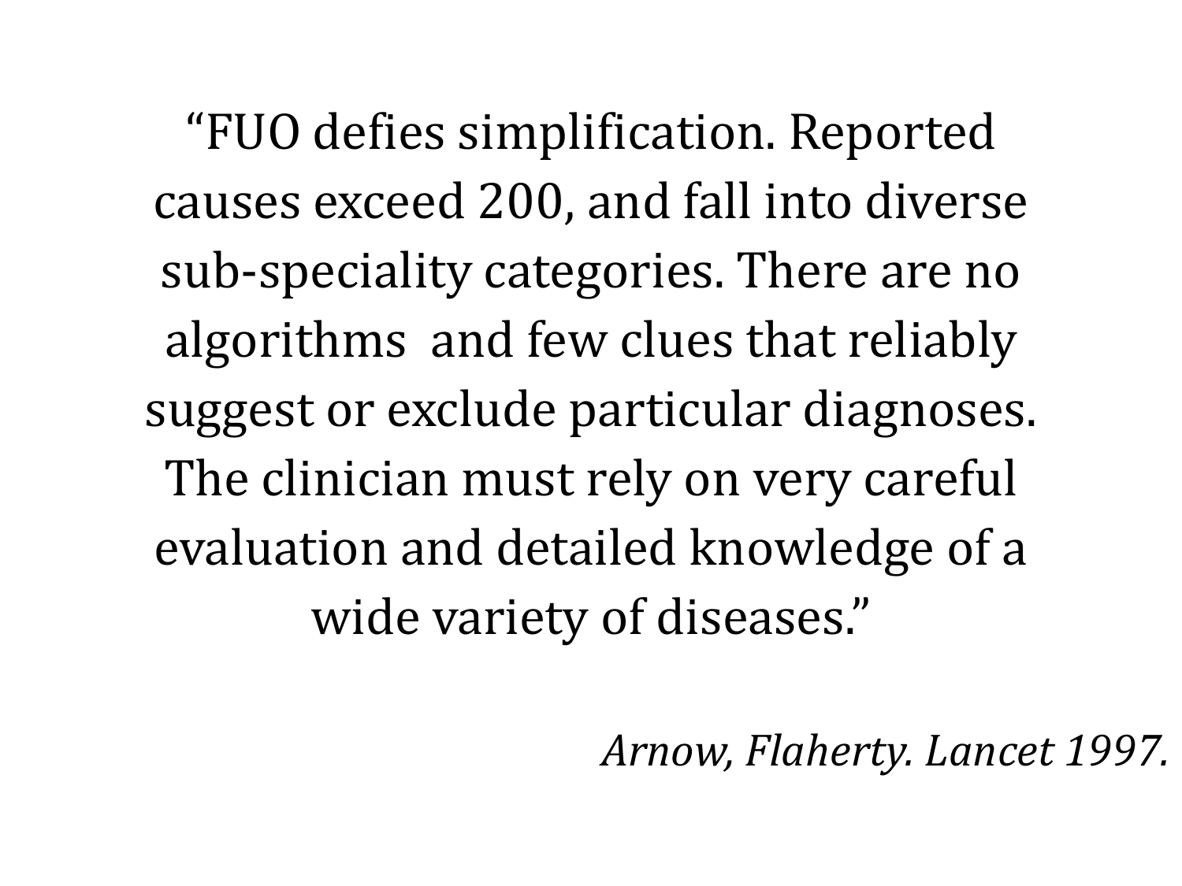"FUO defies simplification. Reported causes exceed 200, and fall into diverse sub-speciality categories. There are no algorithms  and few clues that reliably suggest or exclude particular diagnoses. The clinician must rely on very careful evaluation and detailed knowledge of a wide variety of diseases."

*Arnow, Flaherty. Lancet 1997.*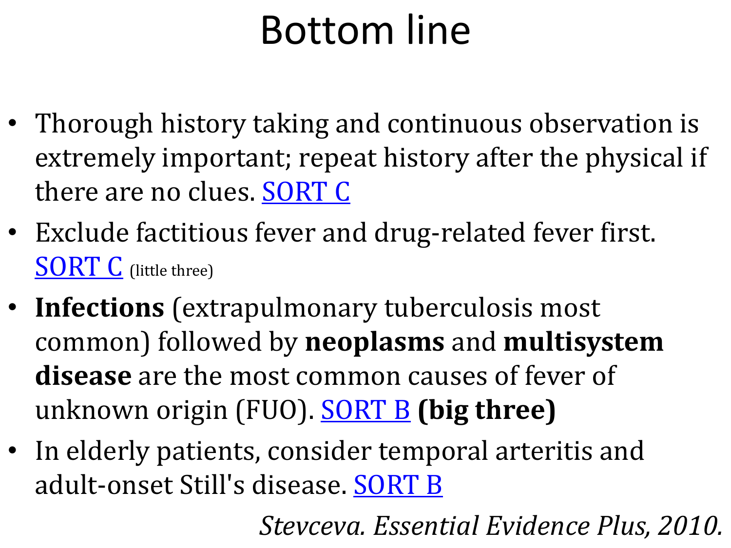# Bottom line

- Thorough history taking and continuous observation is extremely important; repeat history after the physical if there are no clues. SORT C
- Exclude factitious fever and drug-related fever first. SORT C (little three)
- **Infections** (extrapulmonary tuberculosis most common) followed by **neoplasms** and **multisystem disease** are the most common causes of fever of unknown origin (FUO). SORT B **(big three)**
- In elderly patients, consider temporal arteritis and adult-onset Still's disease. SORT B

*Stevceva. Essential Evidence Plus, 2010.*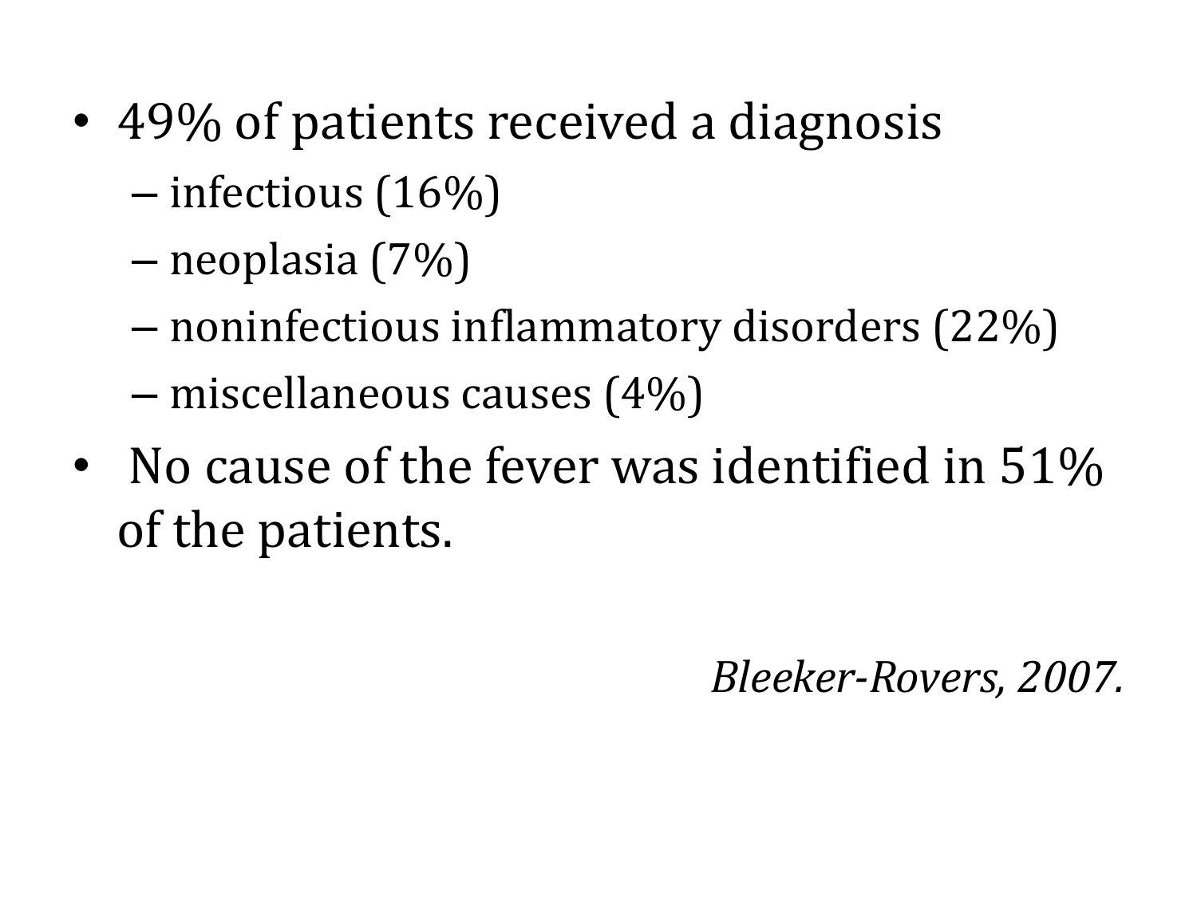- 49% of patients received a diagnosis
  - infectious (16%)
  - neoplasia (7%)
  - noninfectious inflammatory disorders (22%)
  - miscellaneous causes (4%)
- No cause of the fever was identified in 51% of the patients.

*Bleeker-Rovers, 2007.*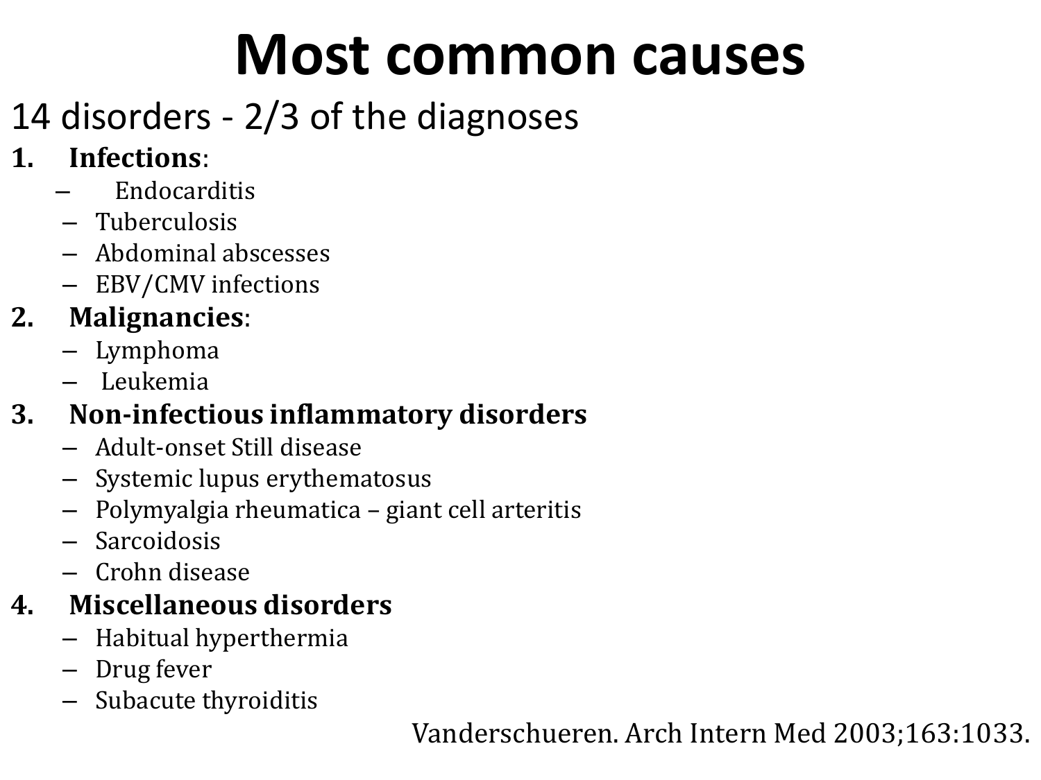# Most common causes

14 disorders - 2/3 of the diagnoses

1. **Infections**:
   - Endocarditis
   - Tuberculosis
   - Abdominal abscesses
   - EBV/CMV infections
2. **Malignancies**:
   - Lymphoma
   - Leukemia
3. **Non-infectious inflammatory disorders**
   - Adult-onset Still disease
   - Systemic lupus erythematosus
   - Polymyalgia rheumatica – giant cell arteritis
   - Sarcoidosis
   - Crohn disease
4. **Miscellaneous disorders**
   - Habitual hyperthermia
   - Drug fever
   - Subacute thyroiditis

Vanderschueren. Arch Intern Med 2003;163:1033.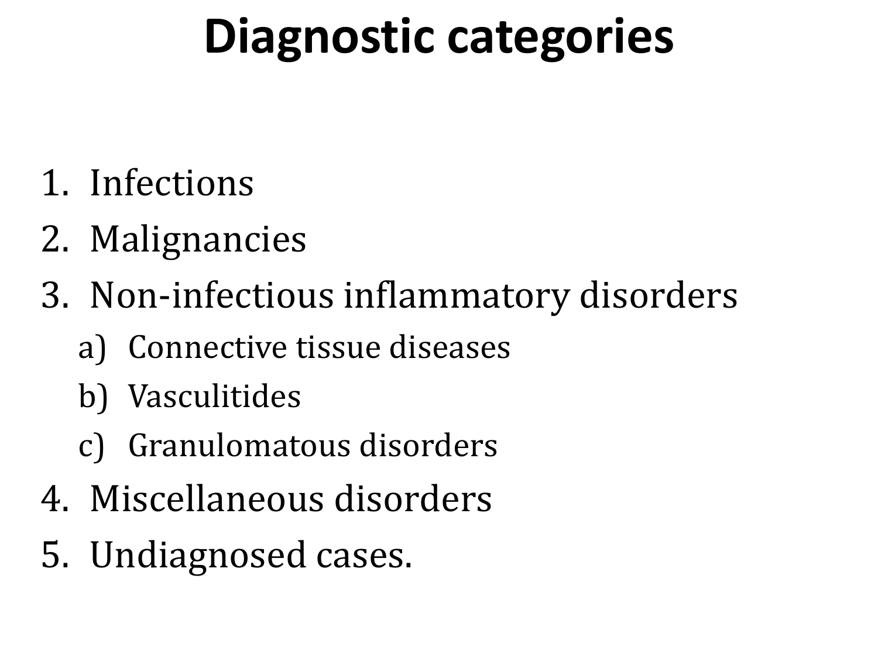# Diagnostic categories

1. Infections
2. Malignancies
3. Non-infectious inflammatory disorders
    a) Connective tissue diseases
    b) Vasculitides
    c) Granulomatous disorders
4. Miscellaneous disorders
5. Undiagnosed cases.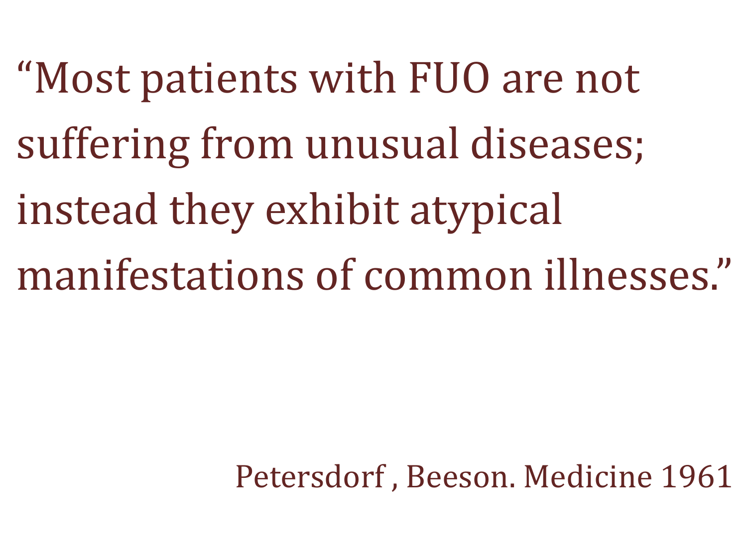"Most patients with FUO are not suffering from unusual diseases; instead they exhibit atypical manifestations of common illnesses."

Petersdorf , Beeson. Medicine 1961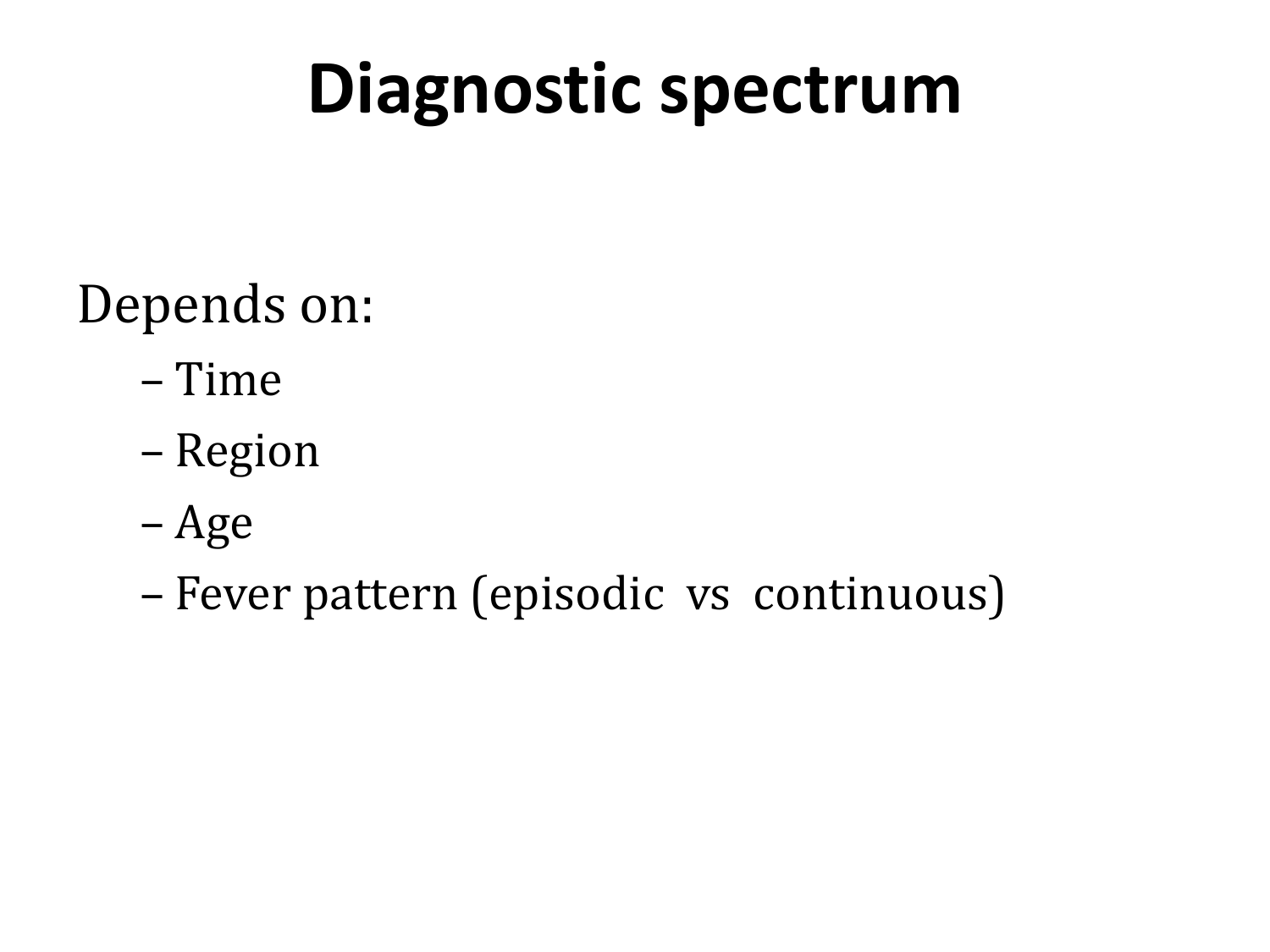# Diagnostic spectrum

Depends on:

- Time
- Region
- Age
- Fever pattern (episodic vs continuous)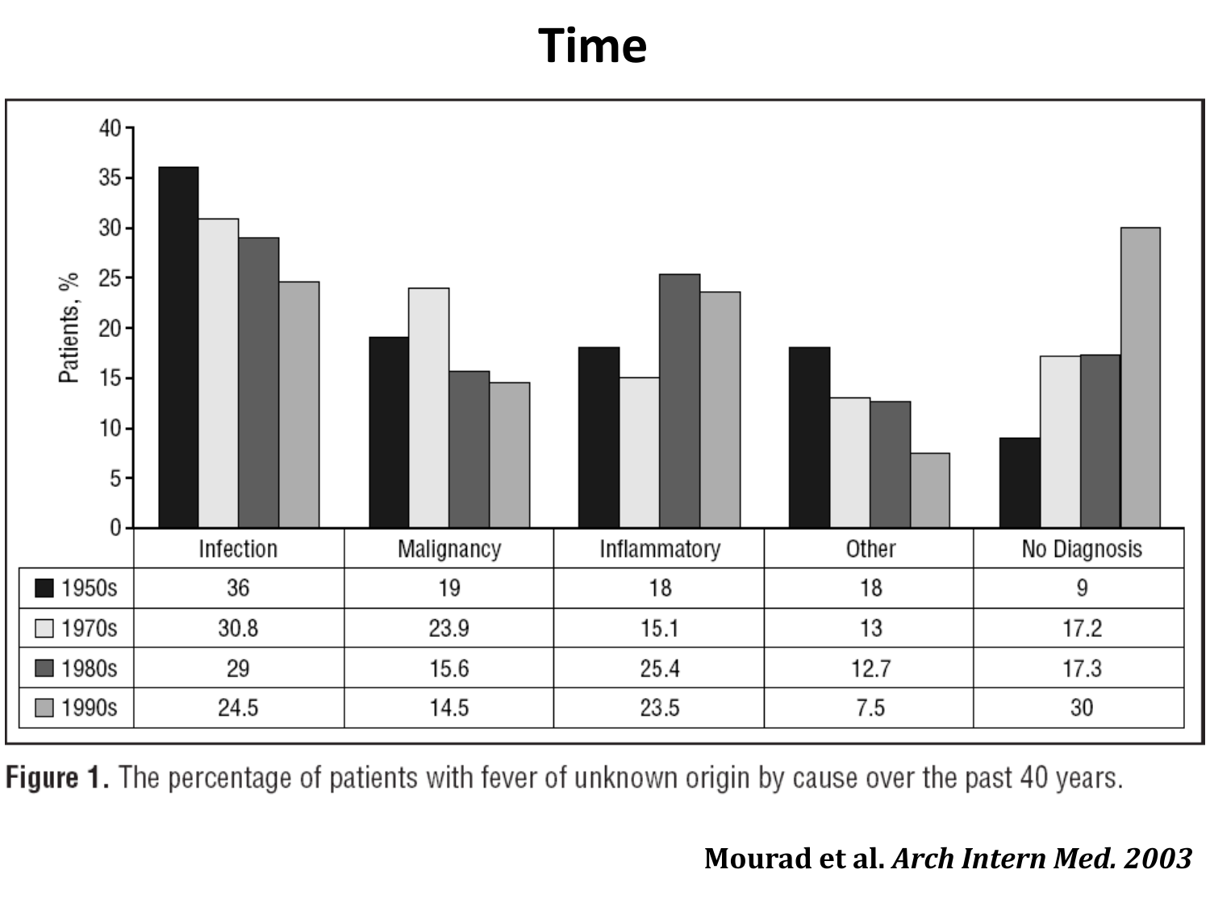# Time

| | Infection | Malignancy | Inflammatory | Other | No Diagnosis |
|---|---|---|---|---|---|
| 1950s | 36 | 19 | 18 | 18 | 9 |
| 1970s | 30.8 | 23.9 | 15.1 | 13 | 17.2 |
| 1980s | 29 | 15.6 | 25.4 | 12.7 | 17.3 |
| 1990s | 24.5 | 14.5 | 23.5 | 7.5 | 30 |

**Figure 1.** The percentage of patients with fever of unknown origin by cause over the past 40 years.

**Mourad et al.** ***Arch Intern Med. 2003***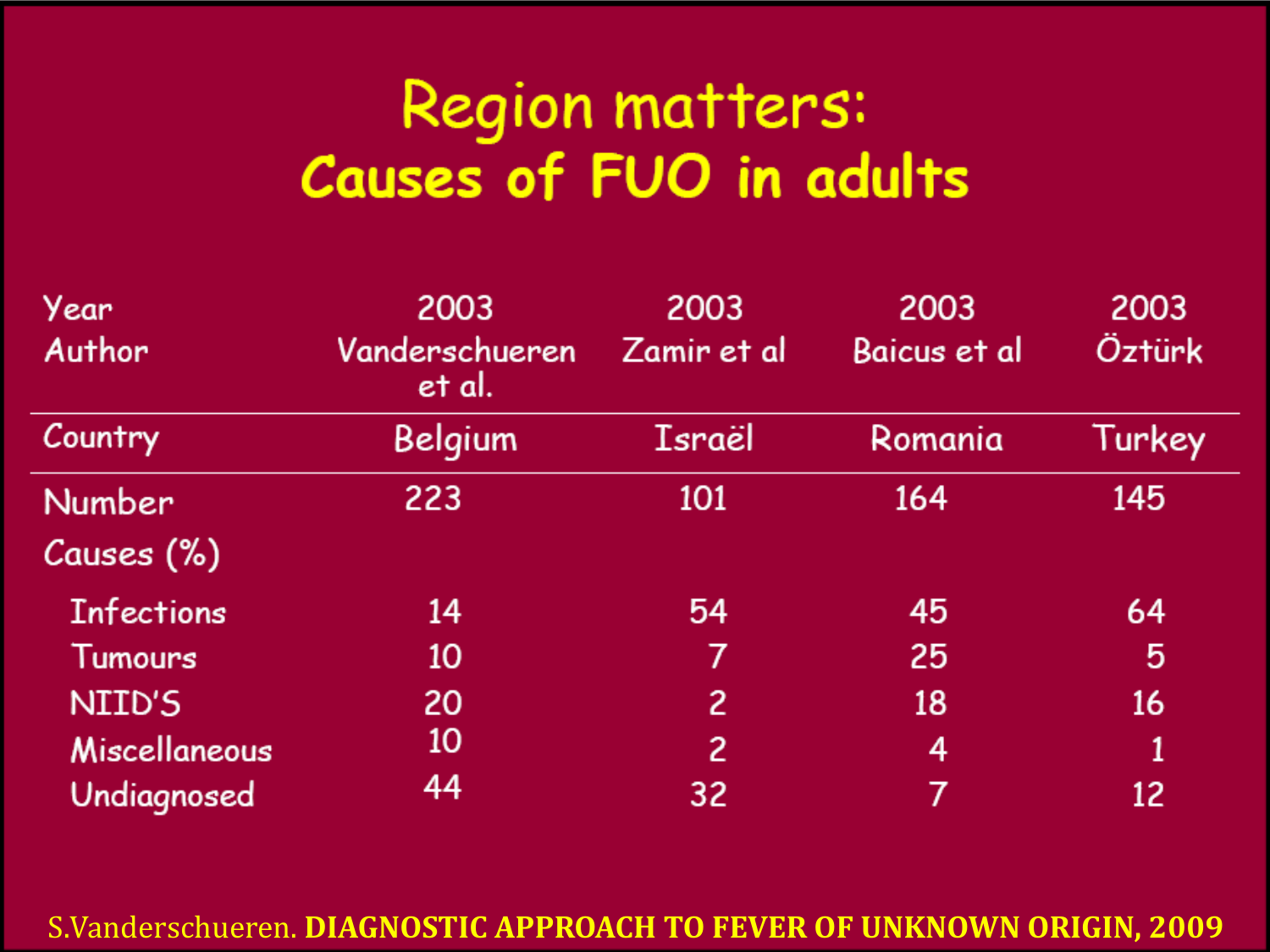# Region matters:
## Causes of FUO in adults

| Year | 2003 | 2003 | 2003 | 2003 |
| --- | --- | --- | --- | --- |
| Author | Vanderschueren et al. | Zamir et al | Baicus et al | Öztürk |
| Country | Belgium | Israël | Romania | Turkey |
| Number | 223 | 101 | 164 | 145 |
| Causes (%) | | | | |
| Infections | 14 | 54 | 45 | 64 |
| Tumours | 10 | 7 | 25 | 5 |
| NIID'S | 20 | 2 | 18 | 16 |
| Miscellaneous | 10 | 2 | 4 | 1 |
| Undiagnosed | 44 | 32 | 7 | 12 |

S.Vanderschueren. **DIAGNOSTIC APPROACH TO FEVER OF UNKNOWN ORIGIN, 2009**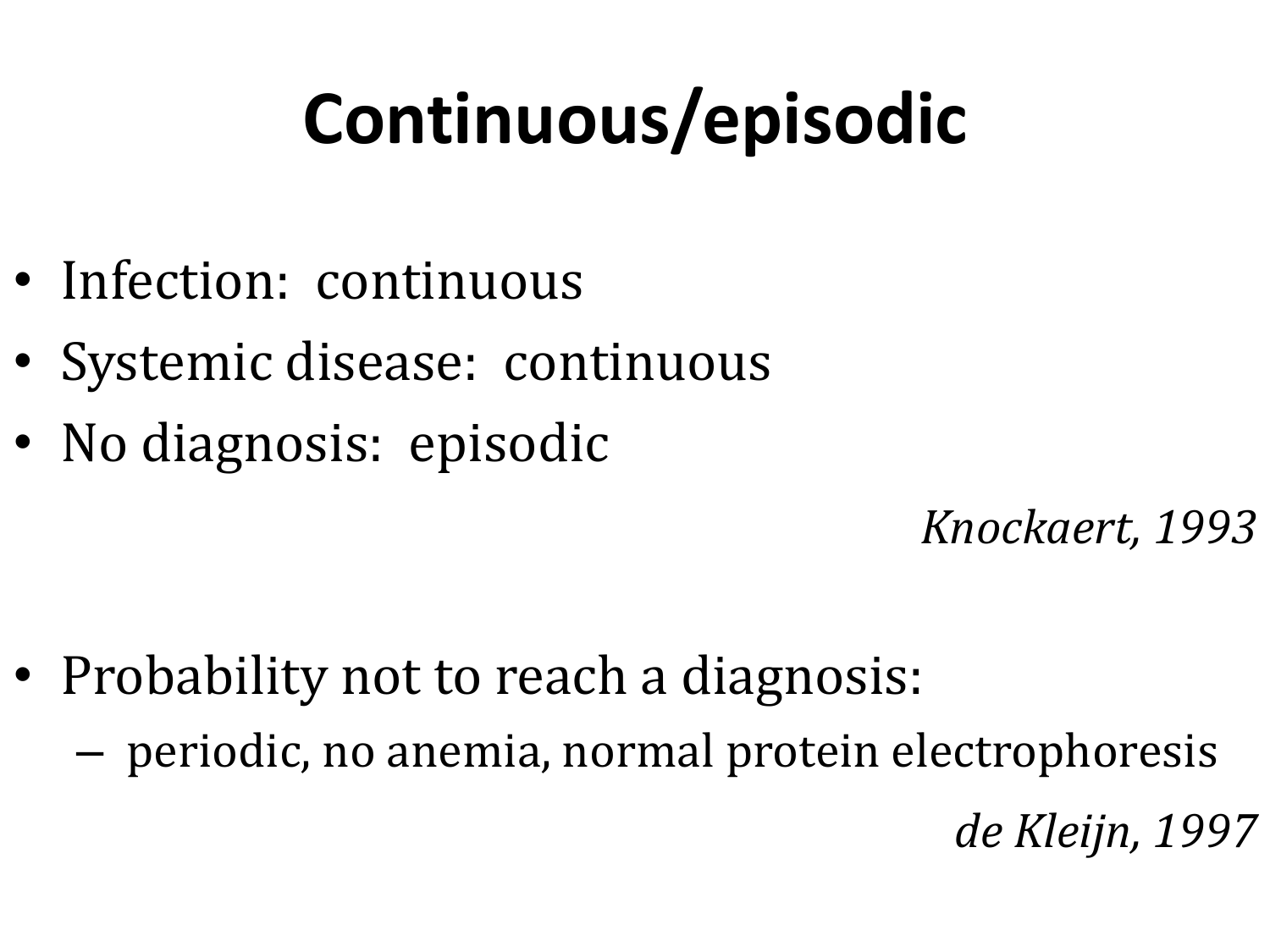# Continuous/episodic

- Infection: continuous
- Systemic disease: continuous
- No diagnosis: episodic

*Knockaert, 1993*

- Probability not to reach a diagnosis:
  - periodic, no anemia, normal protein electrophoresis

*de Kleijn, 1997*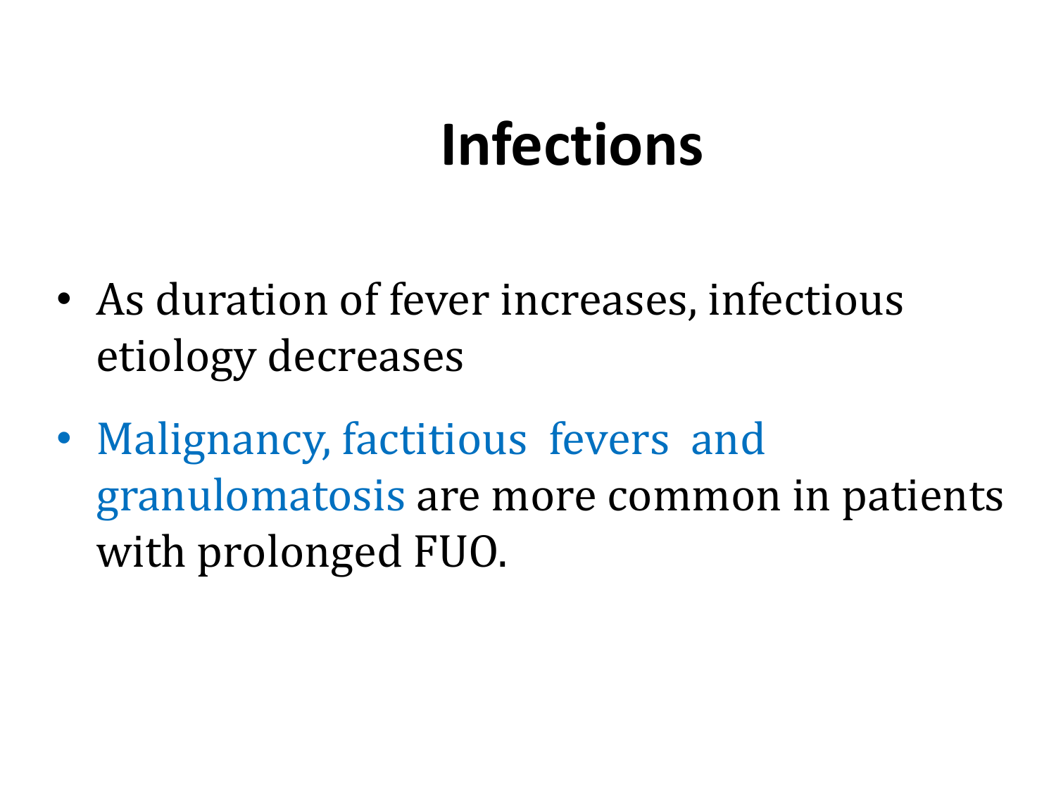# Infections

- As duration of fever increases, infectious etiology decreases
- Malignancy, factitious fevers and granulomatosis are more common in patients with prolonged FUO.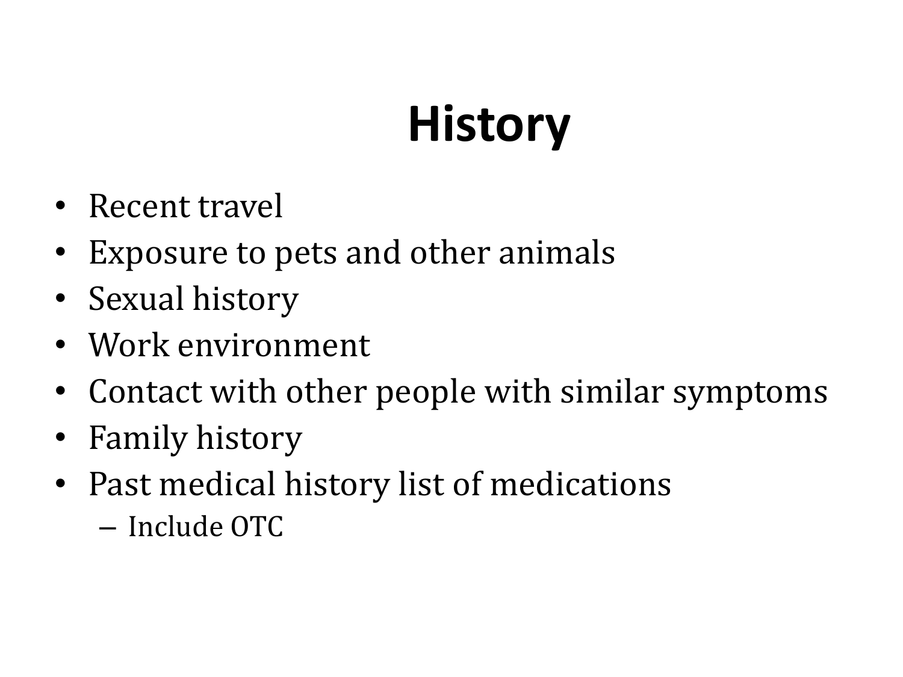# History

- Recent travel
- Exposure to pets and other animals
- Sexual history
- Work environment
- Contact with other people with similar symptoms
- Family history
- Past medical history list of medications
  - Include OTC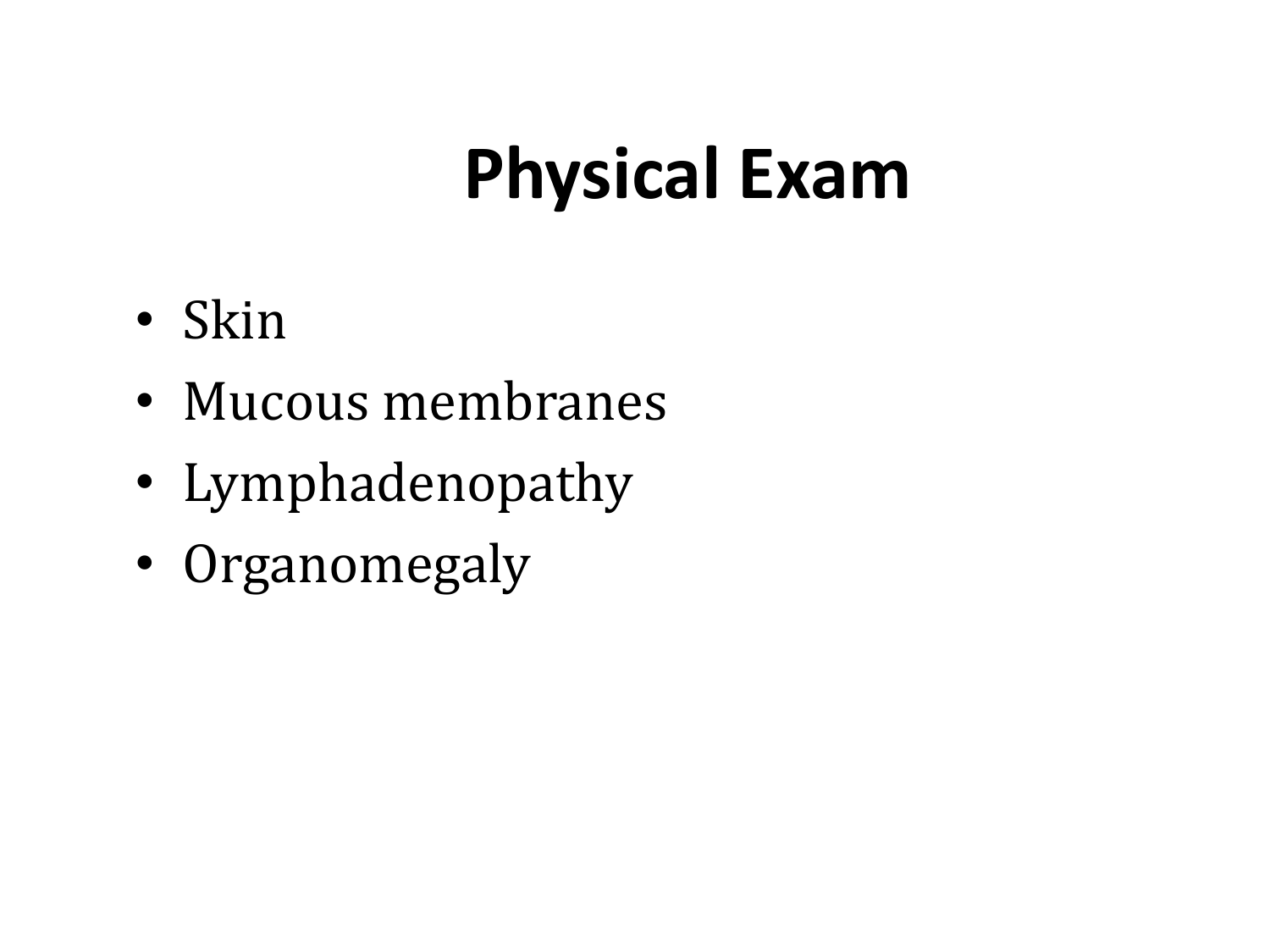# Physical Exam

- Skin
- Mucous membranes
- Lymphadenopathy
- Organomegaly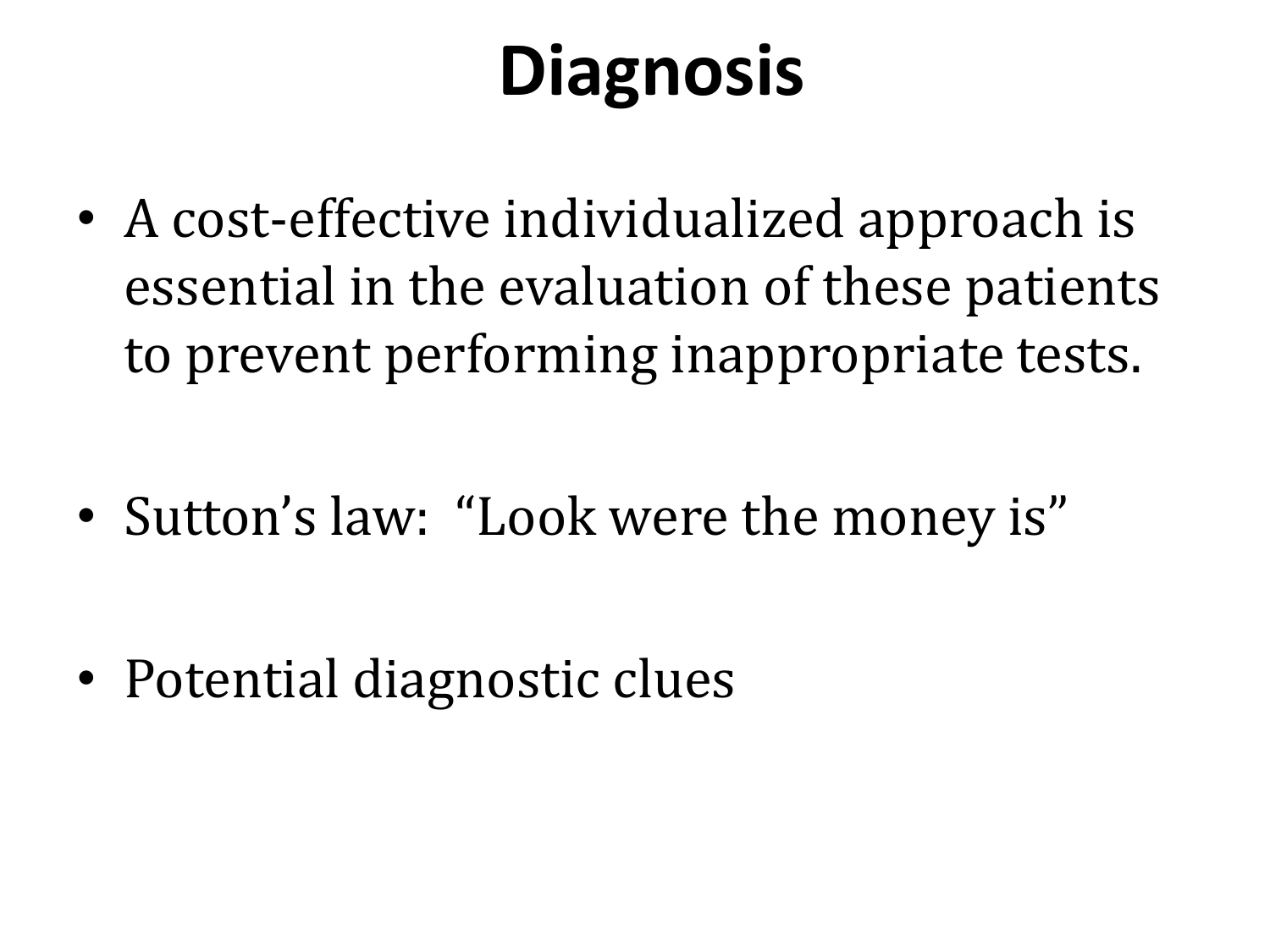# Diagnosis

- A cost-effective individualized approach is essential in the evaluation of these patients to prevent performing inappropriate tests.
- Sutton's law: "Look were the money is"
- Potential diagnostic clues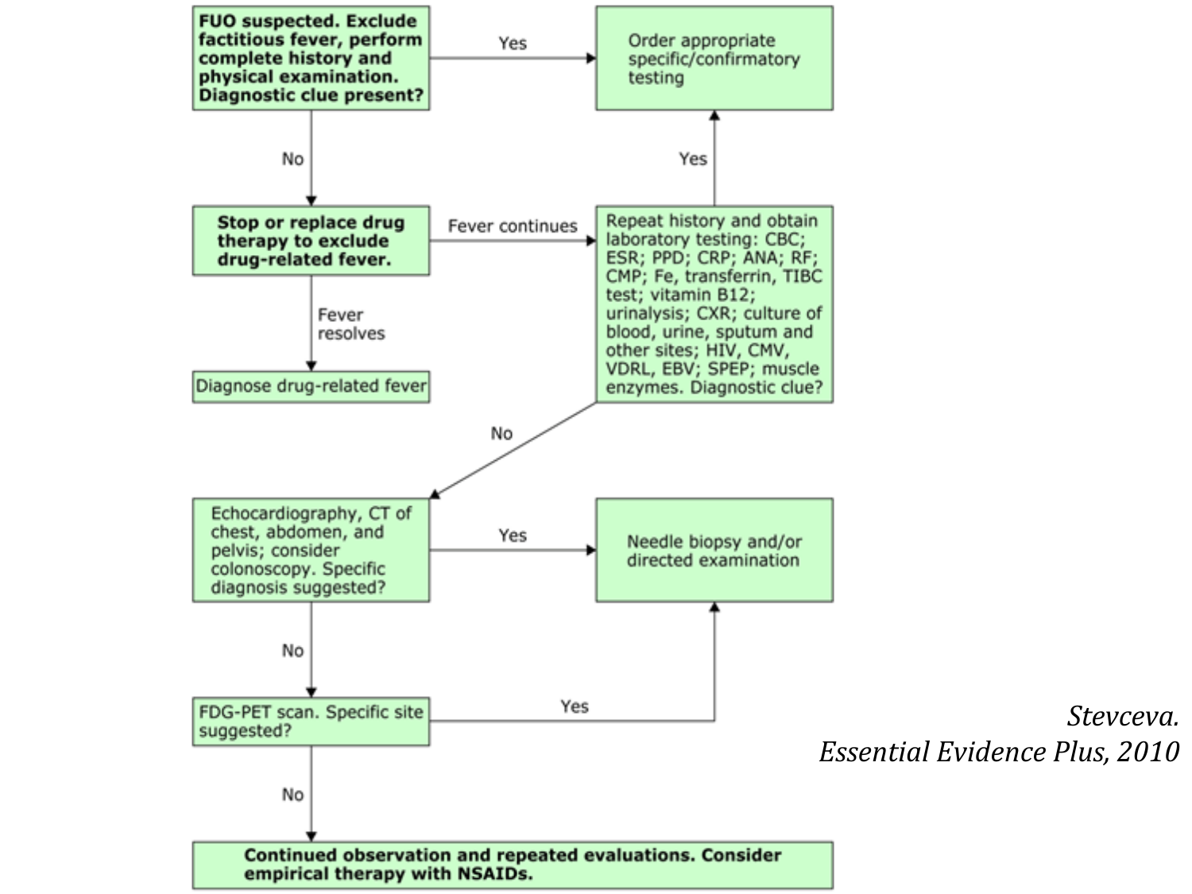**FUO suspected. Exclude factitious fever, perform complete history and physical examination. Diagnostic clue present?**

- **Yes** → Order appropriate specific/confirmatory testing
- **No** → **Stop or replace drug therapy to exclude drug-related fever.**
  - **Fever resolves** → Diagnose drug-related fever
  - **Fever continues** → Repeat history and obtain laboratory testing: CBC; ESR; PPD; CRP; ANA; RF; CMP; Fe, transferrin, TIBC test; vitamin B12; urinalysis; CXR; culture of blood, urine, sputum and other sites; HIV, CMV, VDRL, EBV; SPEP; muscle enzymes. Diagnostic clue?
    - **Yes** → Order appropriate specific/confirmatory testing
    - **No** → Echocardiography, CT of chest, abdomen, and pelvis; consider colonoscopy. Specific diagnosis suggested?
      - **Yes** → Needle biopsy and/or directed examination
      - **No** → FDG-PET scan. Specific site suggested?
        - **Yes** → Needle biopsy and/or directed examination
        - **No** → **Continued observation and repeated evaluations. Consider empirical therapy with NSAIDs.**

*Stevceva. Essential Evidence Plus, 2010*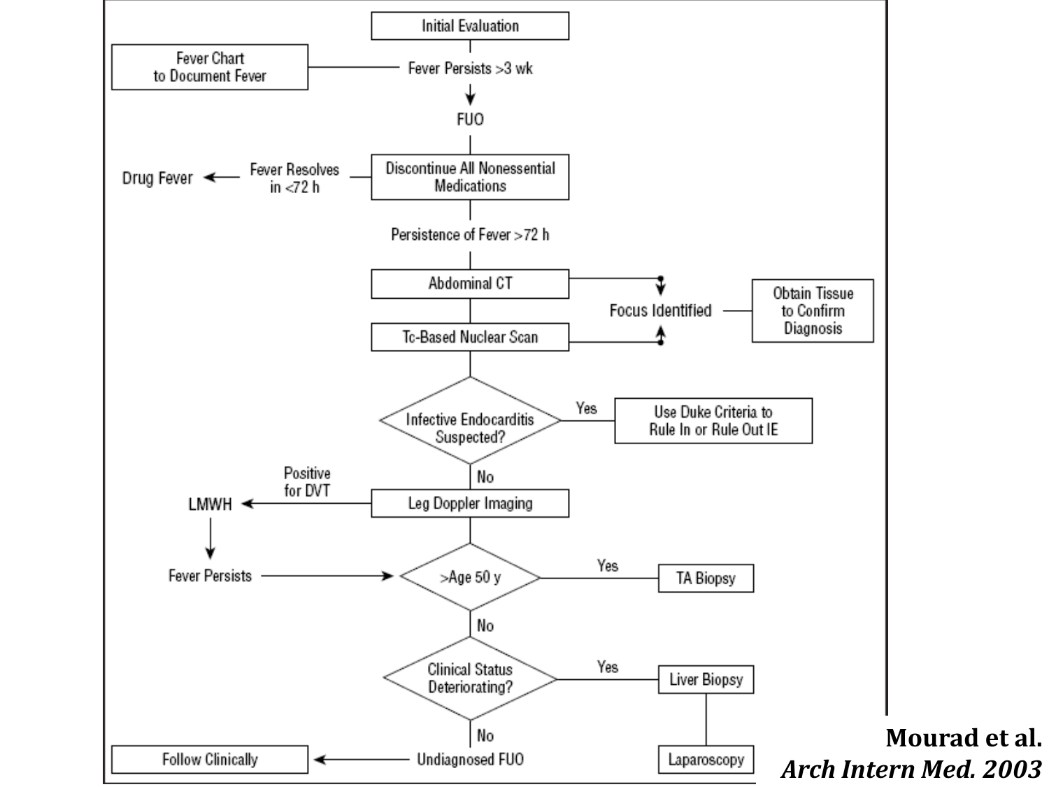Initial Evaluation

Fever Chart to Document Fever — Fever Persists >3 wk

FUO

Discontinue All Nonessential Medications → Fever Resolves in <72 h → Drug Fever

Persistence of Fever >72 h

Abdominal CT → Focus Identified → Obtain Tissue to Confirm Diagnosis

Tc-Based Nuclear Scan → Focus Identified

Infective Endocarditis Suspected?
- Yes → Use Duke Criteria to Rule In or Rule Out IE
- No → Leg Doppler Imaging

Leg Doppler Imaging → Positive for DVT → LMWH → Fever Persists → >Age 50 y

>Age 50 y
- Yes → TA Biopsy
- No → Clinical Status Deteriorating?

Clinical Status Deteriorating?
- Yes → Liver Biopsy → Laparoscopy
- No → Undiagnosed FUO → Follow Clinically

**Mourad et al.**
***Arch Intern Med. 2003***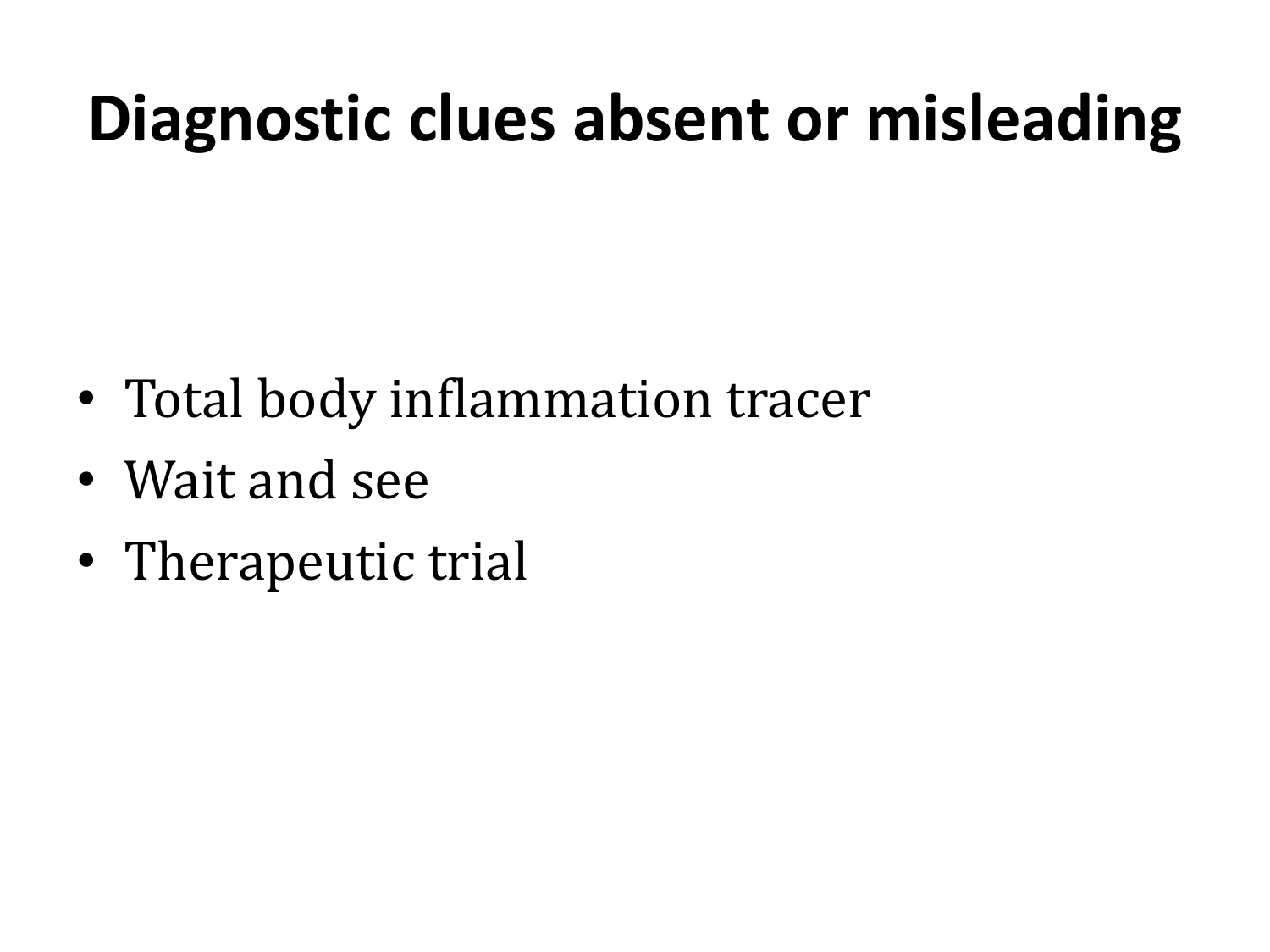# Diagnostic clues absent or misleading

- Total body inflammation tracer
- Wait and see
- Therapeutic trial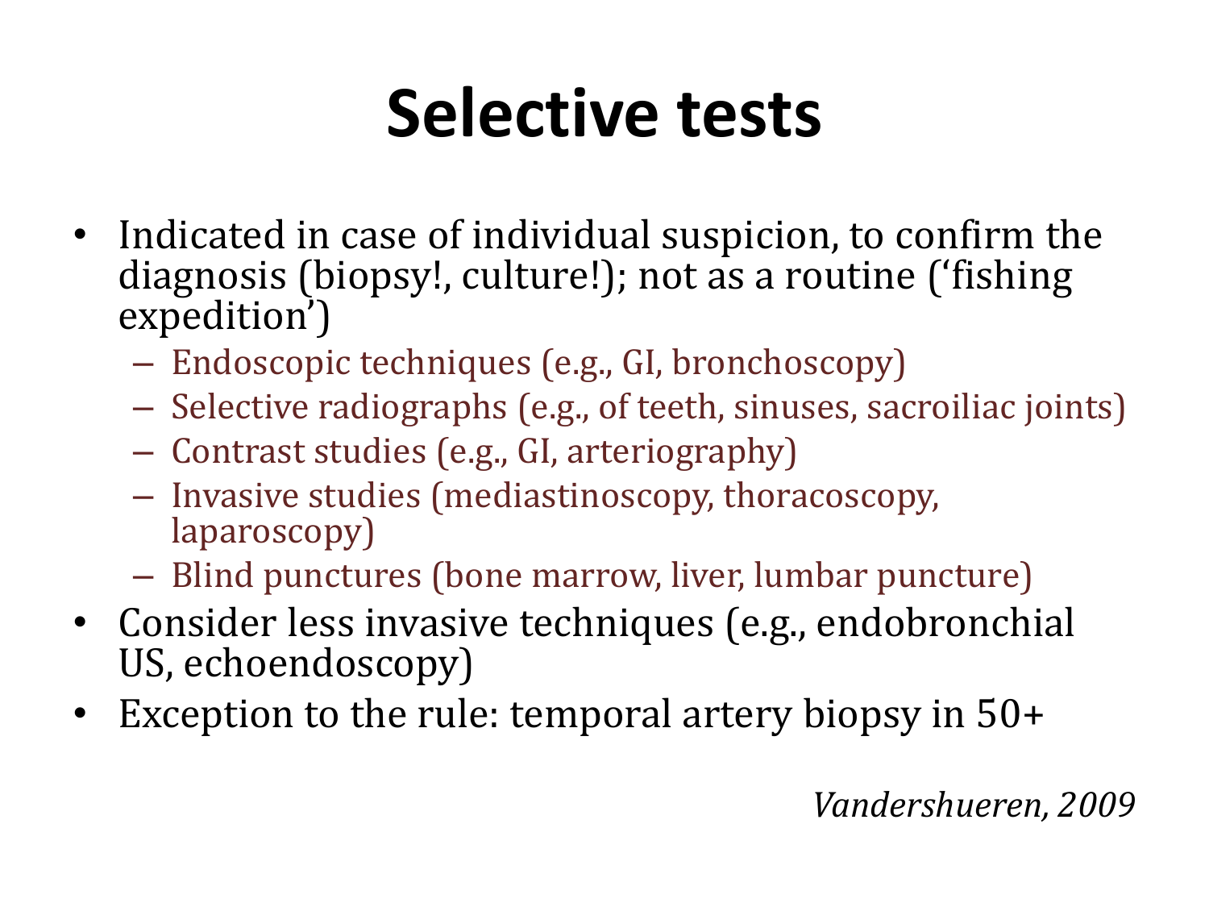# Selective tests

- Indicated in case of individual suspicion, to confirm the diagnosis (biopsy!, culture!); not as a routine ('fishing expedition')
  - Endoscopic techniques (e.g., GI, bronchoscopy)
  - Selective radiographs (e.g., of teeth, sinuses, sacroiliac joints)
  - Contrast studies (e.g., GI, arteriography)
  - Invasive studies (mediastinoscopy, thoracoscopy, laparoscopy)
  - Blind punctures (bone marrow, liver, lumbar puncture)
- Consider less invasive techniques (e.g., endobronchial US, echoendoscopy)
- Exception to the rule: temporal artery biopsy in 50+

*Vandershueren, 2009*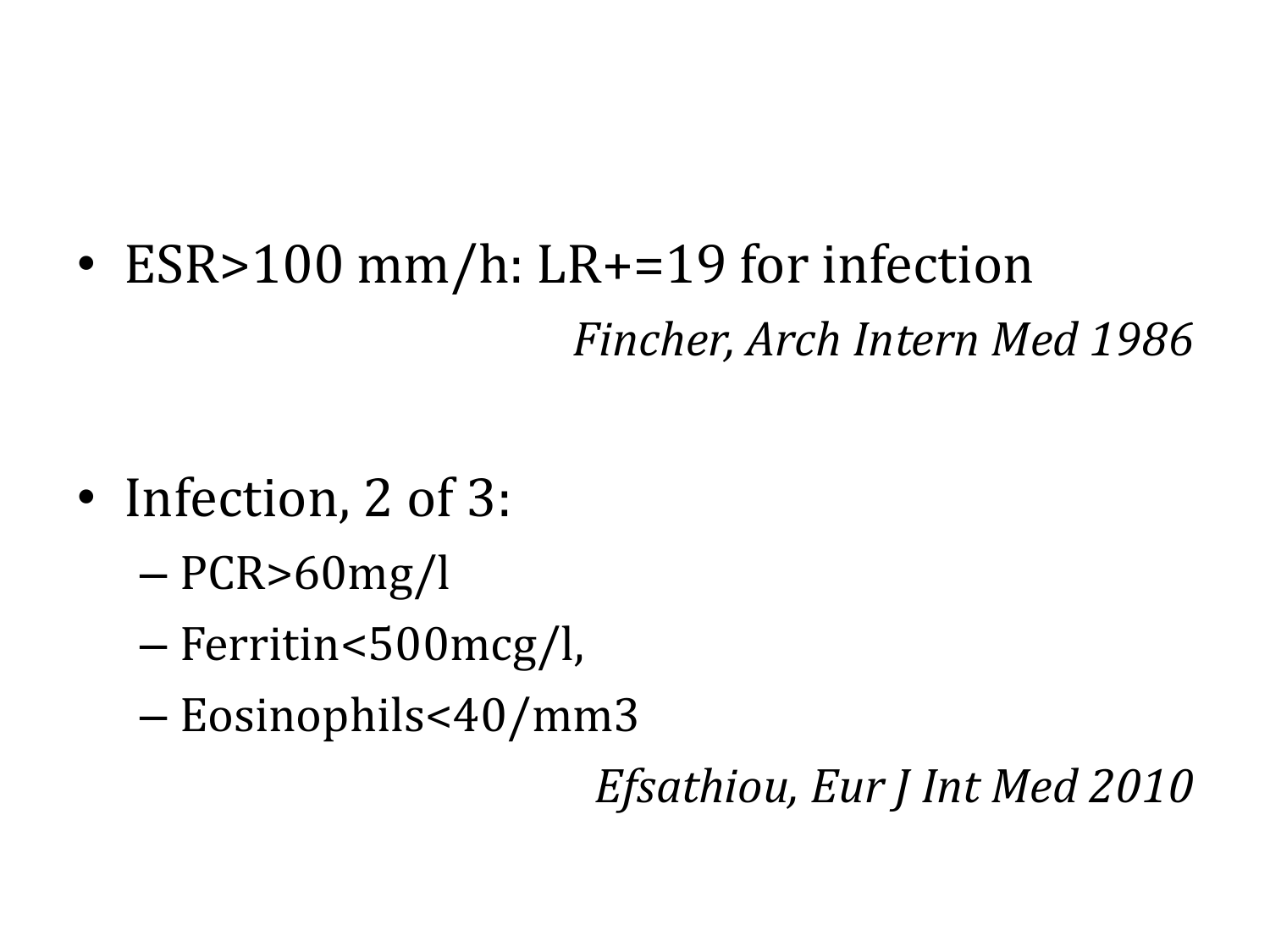- ESR>100 mm/h: LR+=19 for infection

*Fincher, Arch Intern Med 1986*

- Infection, 2 of 3:
  - PCR>60mg/l
  - Ferritin<500mcg/l,
  - Eosinophils<40/mm3

*Efsathiou, Eur J Int Med 2010*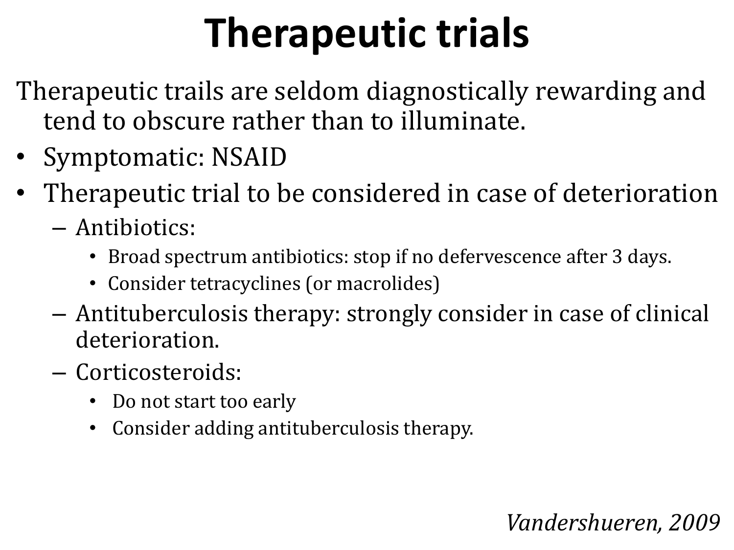# Therapeutic trials

Therapeutic trails are seldom diagnostically rewarding and tend to obscure rather than to illuminate.

- Symptomatic: NSAID
- Therapeutic trial to be considered in case of deterioration
  - Antibiotics:
    - Broad spectrum antibiotics: stop if no defervescence after 3 days.
    - Consider tetracyclines (or macrolides)
  - Antituberculosis therapy: strongly consider in case of clinical deterioration.
  - Corticosteroids:
    - Do not start too early
    - Consider adding antituberculosis therapy.

*Vandershueren, 2009*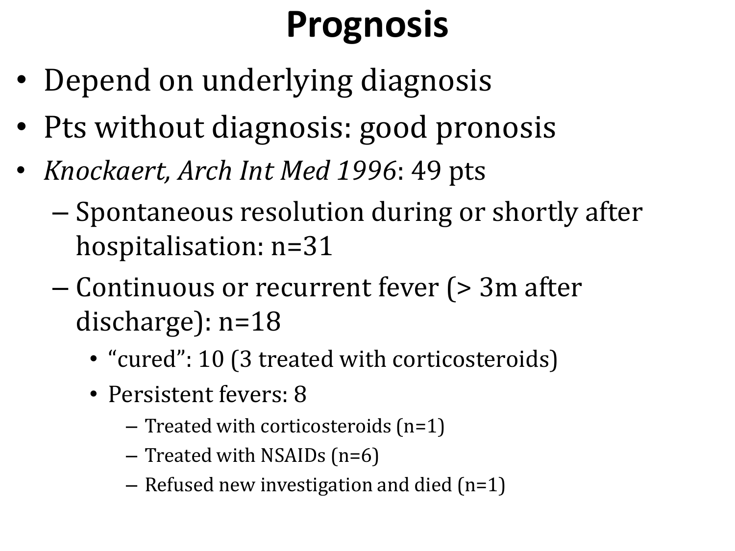# Prognosis

- Depend on underlying diagnosis
- Pts without diagnosis: good pronosis
- *Knockaert, Arch Int Med 1996*: 49 pts
  - Spontaneous resolution during or shortly after hospitalisation: n=31
  - Continuous or recurrent fever (> 3m after discharge): n=18
    - “cured”: 10 (3 treated with corticosteroids)
    - Persistent fevers: 8
      - Treated with corticosteroids (n=1)
      - Treated with NSAIDs (n=6)
      - Refused new investigation and died (n=1)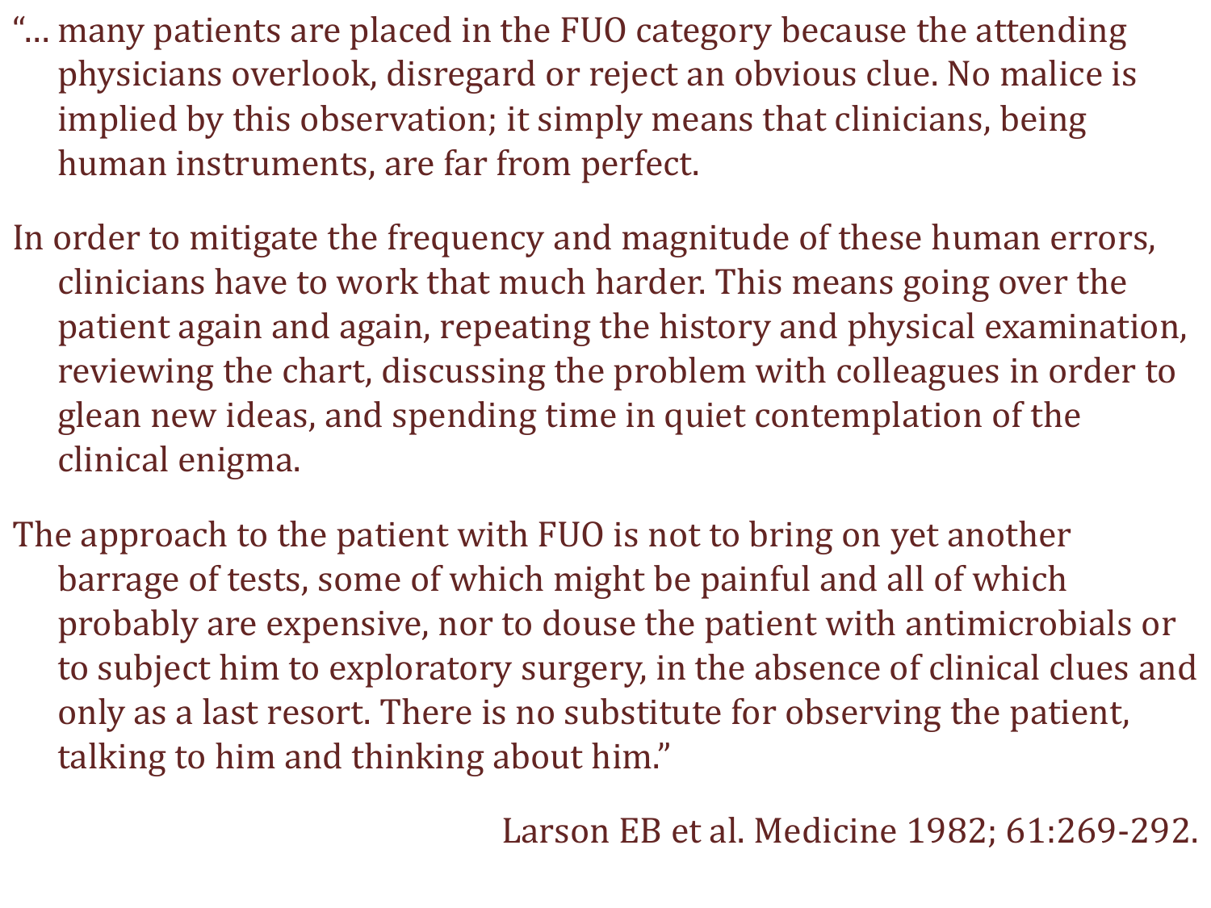"… many patients are placed in the FUO category because the attending physicians overlook, disregard or reject an obvious clue. No malice is implied by this observation; it simply means that clinicians, being human instruments, are far from perfect.

In order to mitigate the frequency and magnitude of these human errors, clinicians have to work that much harder. This means going over the patient again and again, repeating the history and physical examination, reviewing the chart, discussing the problem with colleagues in order to glean new ideas, and spending time in quiet contemplation of the clinical enigma.

The approach to the patient with FUO is not to bring on yet another barrage of tests, some of which might be painful and all of which probably are expensive, nor to douse the patient with antimicrobials or to subject him to exploratory surgery, in the absence of clinical clues and only as a last resort. There is no substitute for observing the patient, talking to him and thinking about him."

Larson EB et al. Medicine 1982; 61:269-292.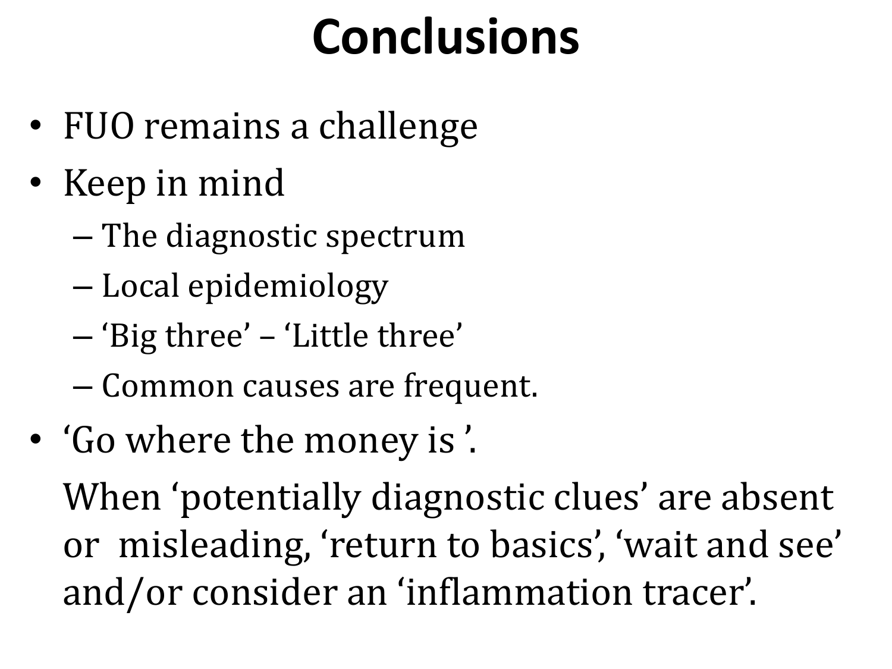# Conclusions

- FUO remains a challenge
- Keep in mind
  - The diagnostic spectrum
  - Local epidemiology
  - 'Big three' – 'Little three'
  - Common causes are frequent.
- 'Go where the money is '.

  When 'potentially diagnostic clues' are absent or misleading, 'return to basics', 'wait and see' and/or consider an 'inflammation tracer'.